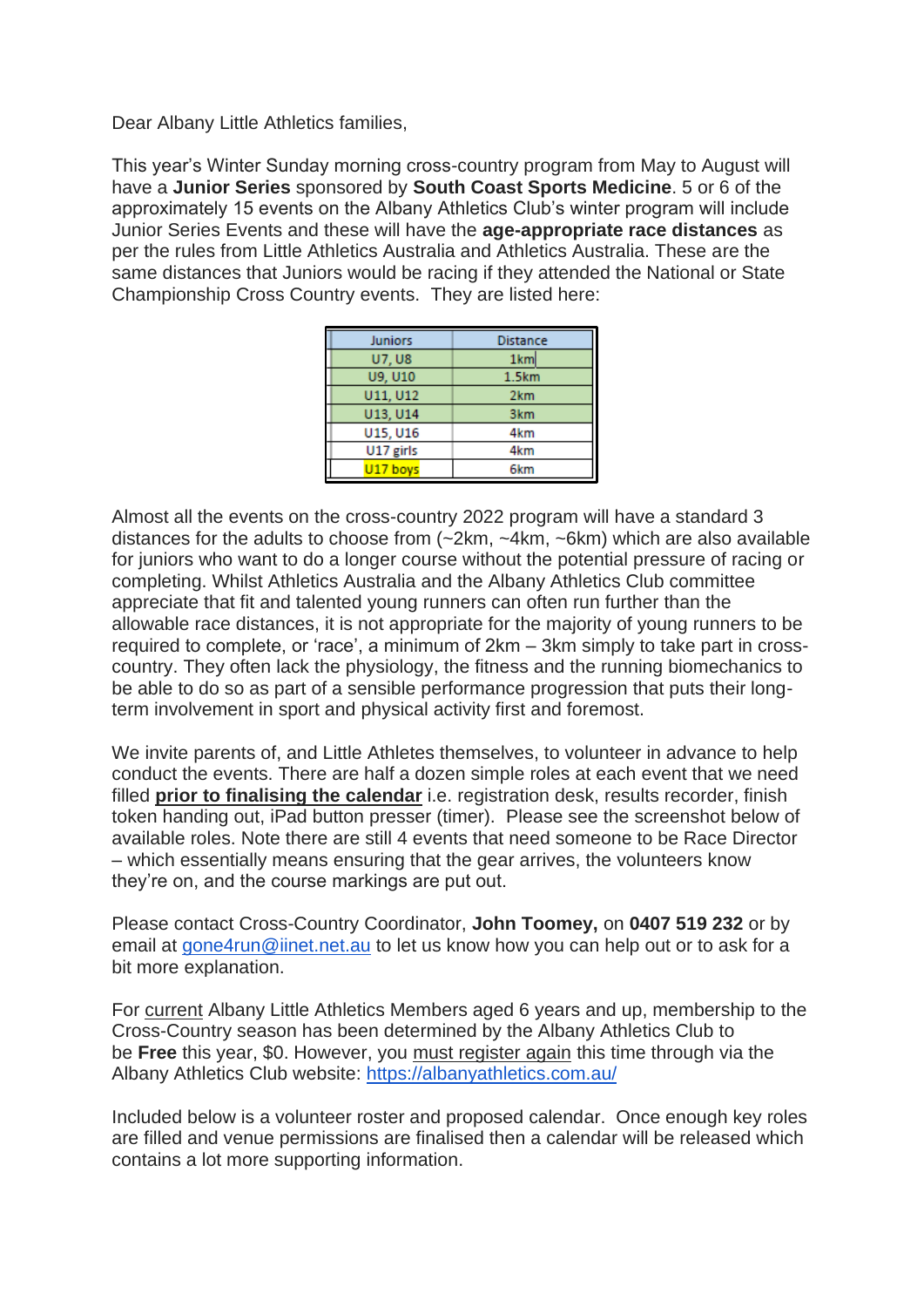Dear Albany Little Athletics families,

This year's Winter Sunday morning cross-country program from May to August will have a **Junior Series** sponsored by **South Coast Sports Medicine**. 5 or 6 of the approximately 15 events on the Albany Athletics Club's winter program will include Junior Series Events and these will have the **age-appropriate race distances** as per the rules from Little Athletics Australia and Athletics Australia. These are the same distances that Juniors would be racing if they attended the National or State Championship Cross Country events. They are listed here:

| Juniors | Distance |
|---|---|
| U7, U8 | 1km |
| U9, U10 | 1.5km |
| U11, U12 | 2km |
| U13, U14 | 3km |
| U15, U16 | 4km |
| U17 girls | 4km |
| U17 boys | 6km |

Almost all the events on the cross-country 2022 program will have a standard 3 distances for the adults to choose from (~2km, ~4km, ~6km) which are also available for juniors who want to do a longer course without the potential pressure of racing or completing. Whilst Athletics Australia and the Albany Athletics Club committee appreciate that fit and talented young runners can often run further than the allowable race distances, it is not appropriate for the majority of young runners to be required to complete, or 'race', a minimum of 2km – 3km simply to take part in cross-country. They often lack the physiology, the fitness and the running biomechanics to be able to do so as part of a sensible performance progression that puts their long-term involvement in sport and physical activity first and foremost.

We invite parents of, and Little Athletes themselves, to volunteer in advance to help conduct the events. There are half a dozen simple roles at each event that we need filled **prior to finalising the calendar** i.e. registration desk, results recorder, finish token handing out, iPad button presser (timer). Please see the screenshot below of available roles. Note there are still 4 events that need someone to be Race Director – which essentially means ensuring that the gear arrives, the volunteers know they're on, and the course markings are put out.

Please contact Cross-Country Coordinator, **John Toomey,** on **0407 519 232** or by email at gone4run@iinet.net.au to let us know how you can help out or to ask for a bit more explanation.

For current Albany Little Athletics Members aged 6 years and up, membership to the Cross-Country season has been determined by the Albany Athletics Club to be **Free** this year, $0. However, you must register again this time through via the Albany Athletics Club website: https://albanyathletics.com.au/

Included below is a volunteer roster and proposed calendar. Once enough key roles are filled and venue permissions are finalised then a calendar will be released which contains a lot more supporting information.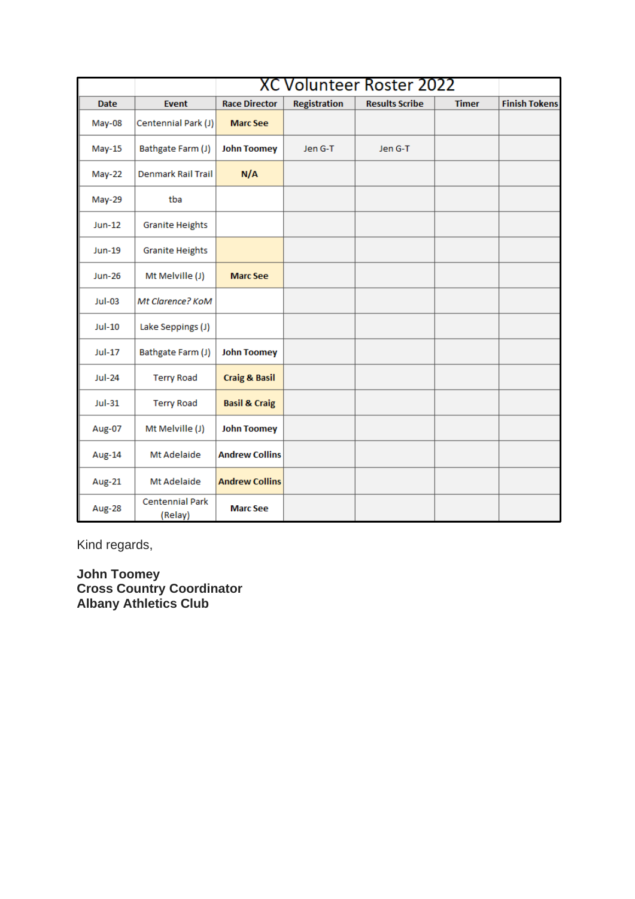# XC Volunteer Roster 2022

| Date | Event | Race Director | Registration | Results Scribe | Timer | Finish Tokens |
|---|---|---|---|---|---|---|
| May-08 | Centennial Park (J) | **Marc See** | | | | |
| May-15 | Bathgate Farm (J) | **John Toomey** | Jen G-T | Jen G-T | | |
| May-22 | Denmark Rail Trail | **N/A** | | | | |
| May-29 | tba | | | | | |
| Jun-12 | Granite Heights | | | | | |
| Jun-19 | Granite Heights | | | | | |
| Jun-26 | Mt Melville (J) | **Marc See** | | | | |
| Jul-03 | *Mt Clarence? KoM* | | | | | |
| Jul-10 | Lake Seppings (J) | | | | | |
| Jul-17 | Bathgate Farm (J) | **John Toomey** | | | | |
| Jul-24 | Terry Road | **Craig & Basil** | | | | |
| Jul-31 | Terry Road | **Basil & Craig** | | | | |
| Aug-07 | Mt Melville (J) | **John Toomey** | | | | |
| Aug-14 | Mt Adelaide | **Andrew Collins** | | | | |
| Aug-21 | Mt Adelaide | **Andrew Collins** | | | | |
| Aug-28 | Centennial Park (Relay) | **Marc See** | | | | |

Kind regards,

**John Toomey**
**Cross Country Coordinator**
**Albany Athletics Club**